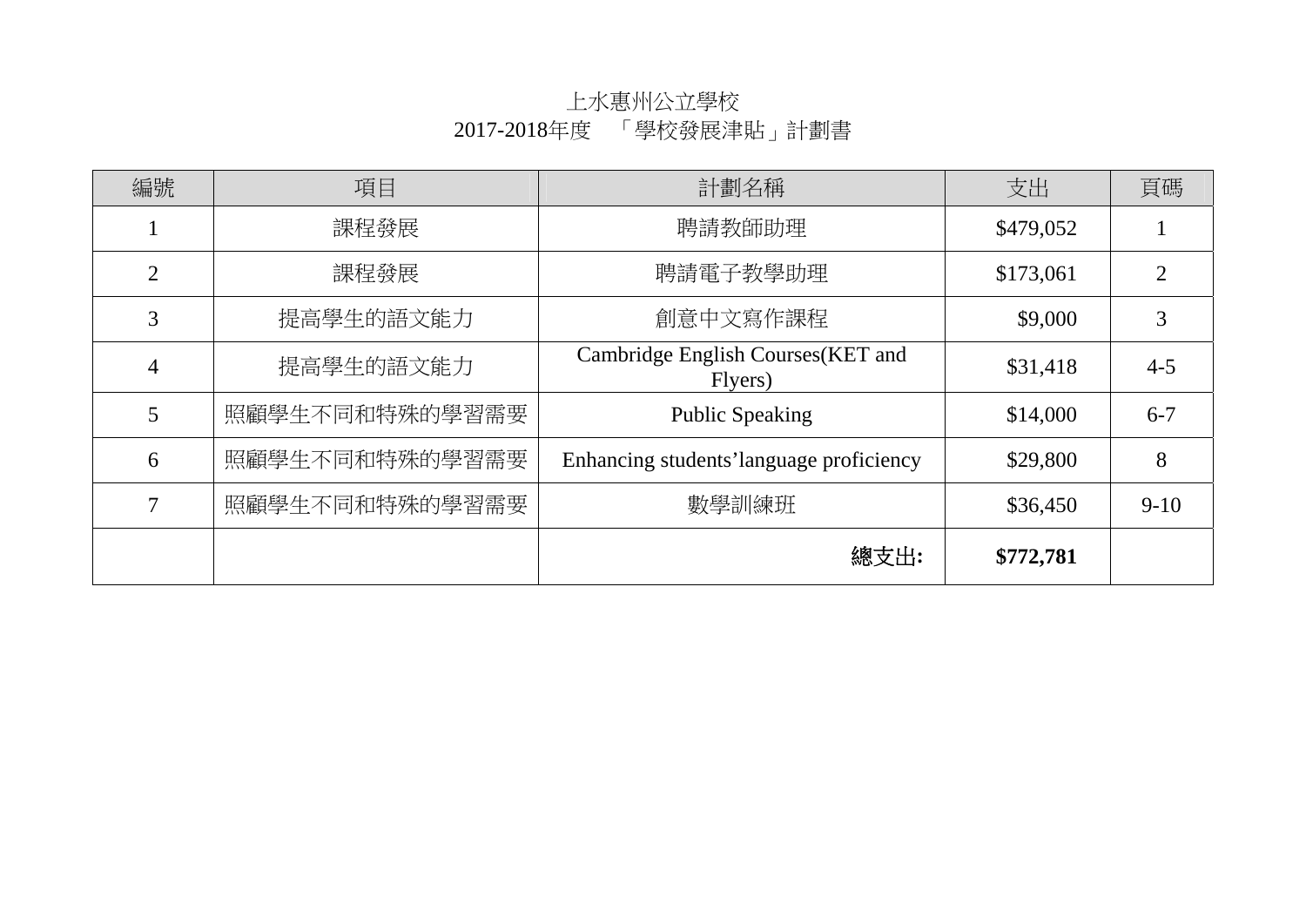# 上水惠州公立學校
## 2017-2018年度　「學校發展津貼」計劃書

| 編號 | 項目 | 計劃名稱 | 支出 | 頁碼 |
|---|---|---|---|---|
| 1 | 課程發展 | 聘請教師助理 | $479,052 | 1 |
| 2 | 課程發展 | 聘請電子教學助理 | $173,061 | 2 |
| 3 | 提高學生的語文能力 | 創意中文寫作課程 | $9,000 | 3 |
| 4 | 提高學生的語文能力 | Cambridge English Courses(KET and Flyers) | $31,418 | 4-5 |
| 5 | 照顧學生不同和特殊的學習需要 | Public Speaking | $14,000 | 6-7 |
| 6 | 照顧學生不同和特殊的學習需要 | Enhancing students'language proficiency | $29,800 | 8 |
| 7 | 照顧學生不同和特殊的學習需要 | 數學訓練班 | $36,450 | 9-10 |
| | | **總支出:** | **$772,781** | |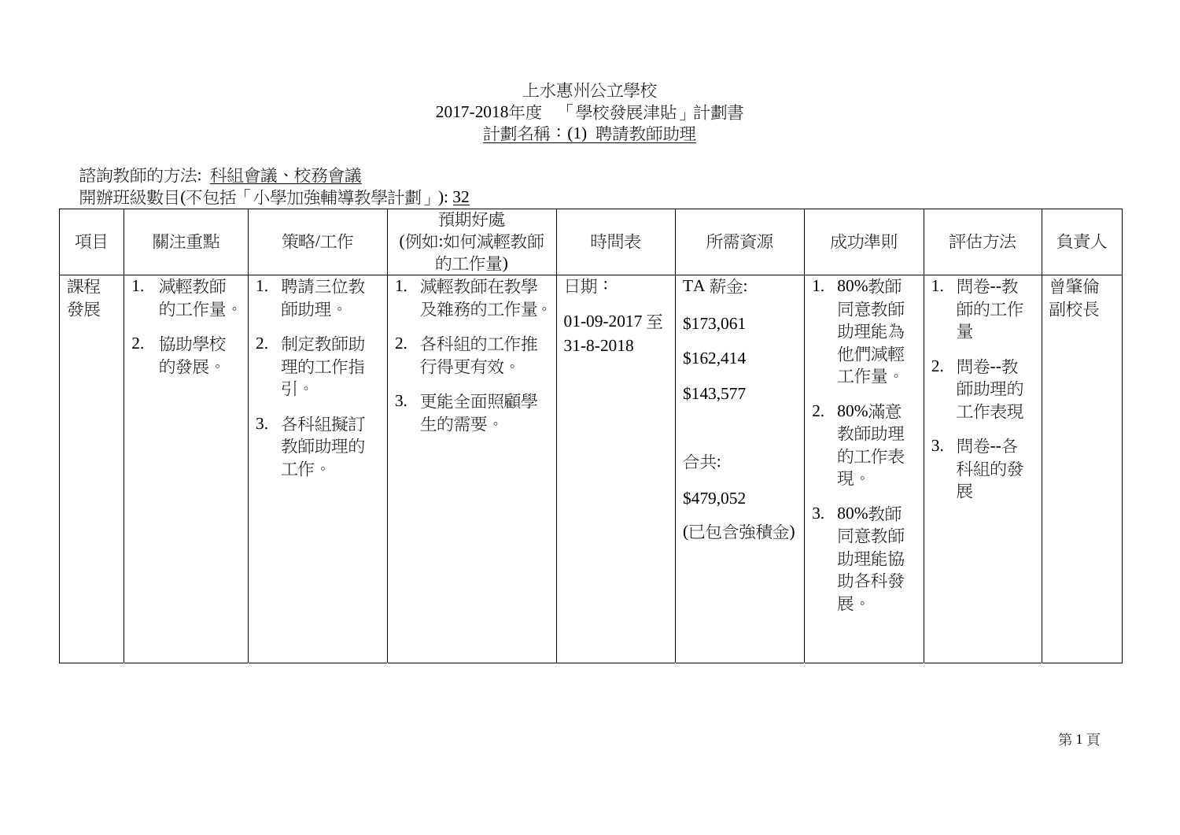# 上水惠州公立學校
## 2017-2018年度 「學校發展津貼」計劃書
### 計劃名稱：(1) 聘請教師助理

諮詢教師的方法: 科組會議、校務會議

開辦班級數目(不包括「小學加強輔導教學計劃」): 32

| 項目 | 關注重點 | 策略/工作 | 預期好處(例如:如何減輕教師的工作量) | 時間表 | 所需資源 | 成功準則 | 評估方法 | 負責人 |
|---|---|---|---|---|---|---|---|---|
| 課程發展 | 1. 減輕教師的工作量。<br>2. 協助學校的發展。 | 1. 聘請三位教師助理。<br>2. 制定教師助理的工作指引。<br>3. 各科組擬訂教師助理的工作。 | 1. 減輕教師在教學及雜務的工作量。<br>2. 各科組的工作推行得更有效。<br>3. 更能全面照顧學生的需要。 | 日期：<br>01-09-2017 至 31-8-2018 | TA 薪金:<br>$173,061<br>$162,414<br>$143,577<br><br>合共:<br>$479,052<br>(已包含強積金) | 1. 80%教師同意教師助理能為他們減輕工作量。<br>2. 80%滿意教師助理的工作表現。<br>3. 80%教師同意教師助理能協助各科發展。 | 1. 問卷--教師的工作量<br>2. 問卷--教師助理的工作表現<br>3. 問卷--各科組的發展 | 曾肇倫副校長 |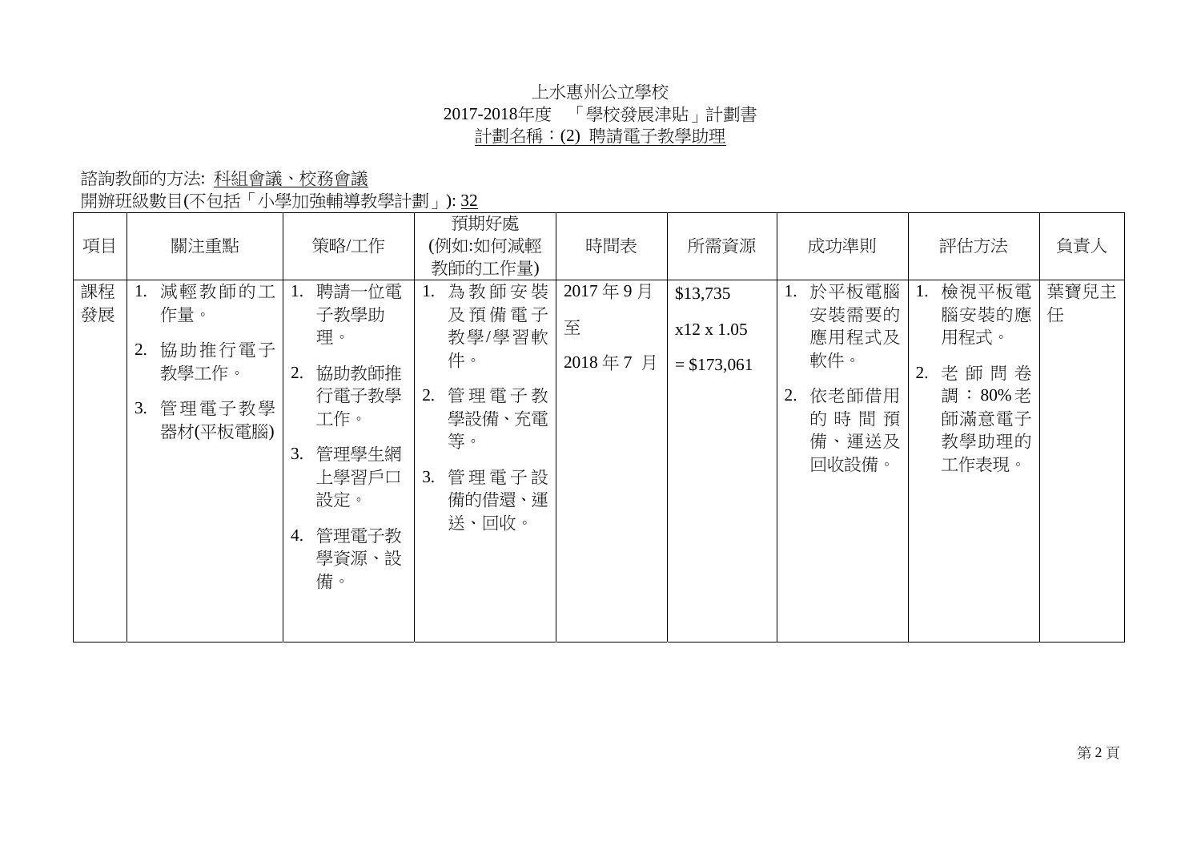上水惠州公立學校
2017-2018年度　「學校發展津貼」計劃書
計劃名稱：(2) 聘請電子教學助理

諮詢教師的方法: 科組會議、校務會議
開辦班級數目(不包括「小學加強輔導教學計劃」): 32

| 項目 | 關注重點 | 策略/工作 | 預期好處 (例如:如何減輕教師的工作量) | 時間表 | 所需資源 | 成功準則 | 評估方法 | 負責人 |
|---|---|---|---|---|---|---|---|---|
| 課程發展 | 1. 減輕教師的工作量。<br>2. 協助推行電子教學工作。<br>3. 管理電子教學器材(平板電腦) | 1. 聘請一位電子教學助理。<br>2. 協助教師推行電子教學工作。<br>3. 管理學生網上學習戶口設定。<br>4. 管理電子教學資源、設備。 | 1. 為教師安裝及預備電子教學/學習軟件。<br>2. 管理電子教學設備、充電等。<br>3. 管理電子設備的借還、運送、回收。 | 2017 年 9 月<br>至<br>2018 年 7 月 | $13,735<br>x12 x 1.05<br>= $173,061 | 1. 於平板電腦安裝需要的應用程式及軟件。<br>2. 依老師借用的時間預備、運送及回收設備。 | 1. 檢視平板電腦安裝的應用程式。<br>2. 老師問卷調：80%老師滿意電子教學助理的工作表現。 | 葉寶兒主任 |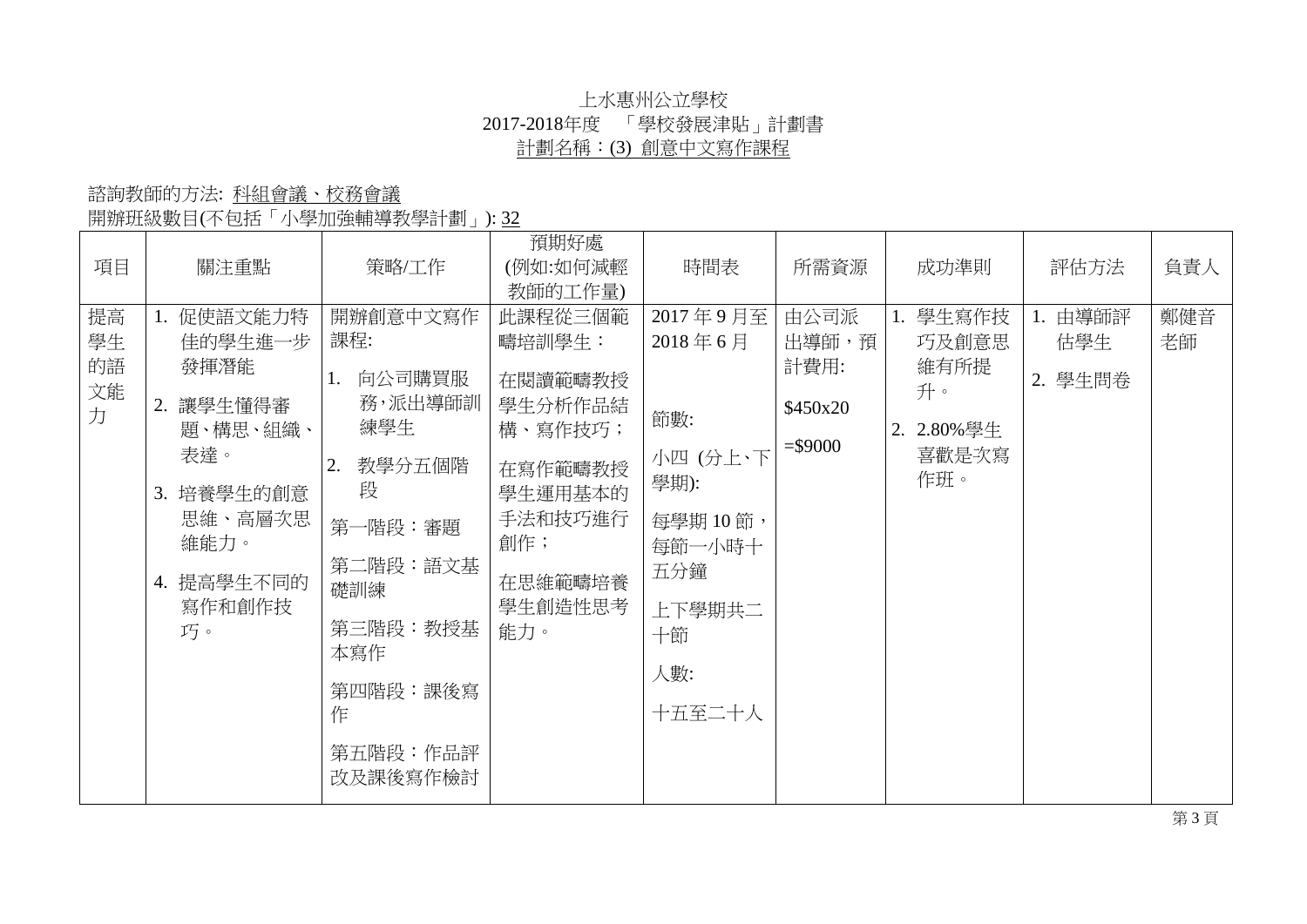上水惠州公立學校

2017-2018年度 「學校發展津貼」計劃書

計劃名稱：(3) 創意中文寫作課程

諮詢教師的方法: 科組會議、校務會議

開辦班級數目(不包括「小學加強輔導教學計劃」): 32

| 項目 | 關注重點 | 策略/工作 | 預期好處 (例如:如何減輕教師的工作量) | 時間表 | 所需資源 | 成功準則 | 評估方法 | 負責人 |
|---|---|---|---|---|---|---|---|---|
| 提高學生的語文能力 | 1. 促使語文能力特佳的學生進一步發揮潛能<br>2. 讓學生懂得審題、構思、組織、表達。<br>3. 培養學生的創意思維、高層次思維能力。<br>4. 提高學生不同的寫作和創作技巧。 | 開辦創意中文寫作課程:<br>1. 向公司購買服務,派出導師訓練學生<br>2. 教學分五個階段<br>第一階段：審題<br>第二階段：語文基礎訓練<br>第三階段：教授基本寫作<br>第四階段：課後寫作<br>第五階段：作品評改及課後寫作檢討 | 此課程從三個範疇培訓學生：<br>在閱讀範疇教授學生分析作品結構、寫作技巧；<br>在寫作範疇教授學生運用基本的手法和技巧進行創作；<br>在思維範疇培養學生創造性思考能力。 | 2017 年 9 月至 2018 年 6 月<br>節數:<br>小四 (分上、下學期):<br>每學期 10 節，每節一小時十五分鐘<br>上下學期共二十節<br>人數:<br>十五至二十人 | 由公司派出導師，預計費用:<br>$450x20<br>=$9000 | 1. 學生寫作技巧及創意思維有所提升。<br>2. 2.80%學生喜歡是次寫作班。 | 1. 由導師評估學生<br>2. 學生問卷 | 鄭健音老師 |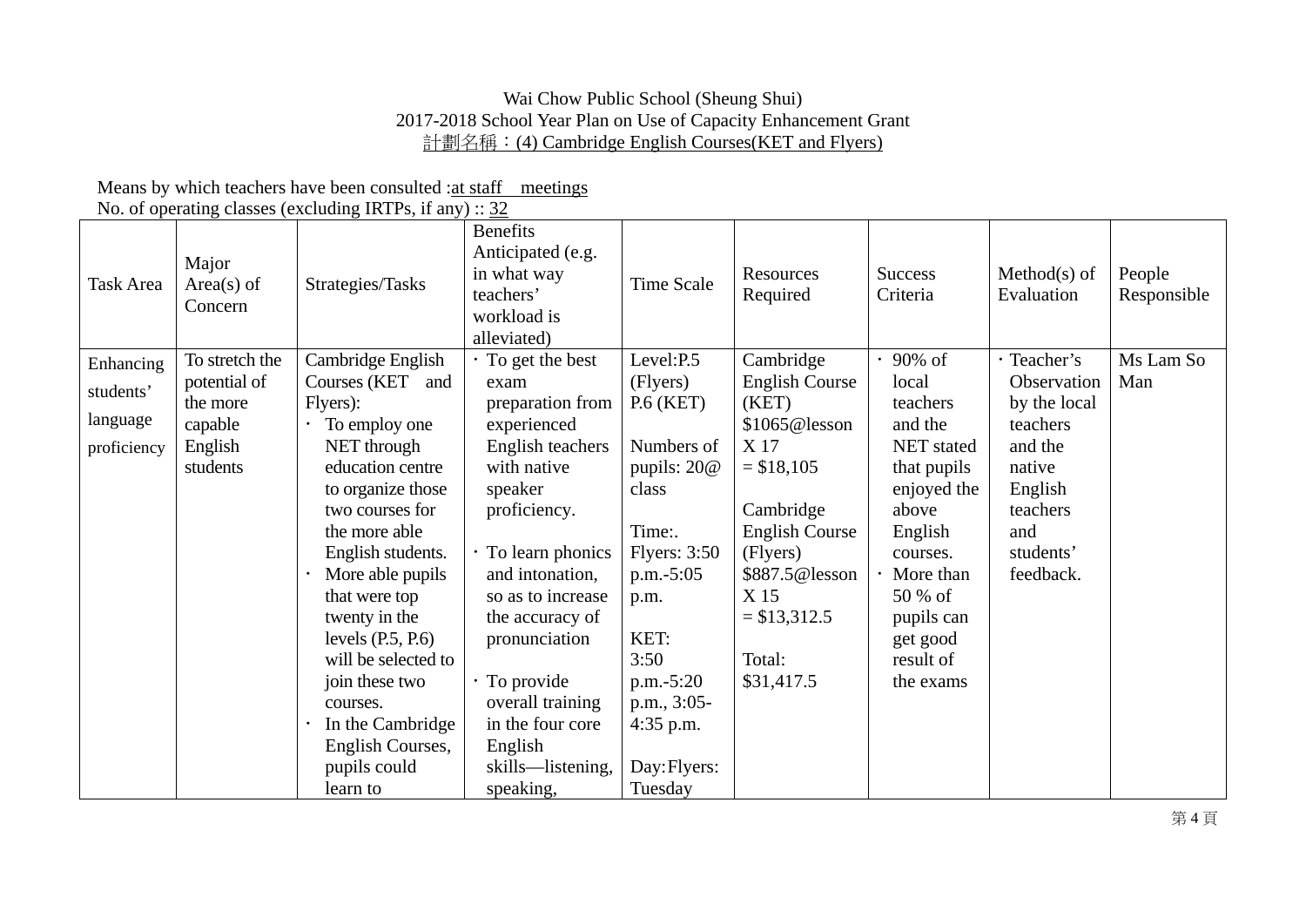Wai Chow Public School (Sheung Shui)
2017-2018 School Year Plan on Use of Capacity Enhancement Grant
計劃名稱：(4) Cambridge English Courses(KET and Flyers)

Means by which teachers have been consulted :at staff meetings
No. of operating classes (excluding IRTPs, if any) :: 32

| Task Area | Major Area(s) of Concern | Strategies/Tasks | Benefits Anticipated (e.g. in what way teachers' workload is alleviated) | Time Scale | Resources Required | Success Criteria | Method(s) of Evaluation | People Responsible |
|---|---|---|---|---|---|---|---|---|
| Enhancing students' language proficiency | To stretch the potential of the more capable English students | Cambridge English Courses (KET and Flyers):<br>· To employ one NET through education centre to organize those two courses for the more able English students.<br>· More able pupils that were top twenty in the levels (P.5, P.6) will be selected to join these two courses.<br>· In the Cambridge English Courses, pupils could learn to | · To get the best exam preparation from experienced English teachers with native speaker proficiency.<br><br>· To learn phonics and intonation, so as to increase the accuracy of pronunciation<br><br>· To provide overall training in the four core English skills—listening, speaking, | Level:P.5 (Flyers)<br>P.6 (KET)<br><br>Numbers of pupils: 20@ class<br><br>Time:.<br>Flyers: 3:50 p.m.-5:05 p.m.<br><br>KET:<br>3:50 p.m.-5:20 p.m., 3:05-4:35 p.m.<br><br>Day:Flyers: Tuesday | Cambridge English Course (KET)<br>$1065@lesson X 17<br>= $18,105<br><br>Cambridge English Course (Flyers)<br>$887.5@lesson X 15<br>= $13,312.5<br><br>Total:<br>$31,417.5 | · 90% of local teachers and the NET stated that pupils enjoyed the above English courses.<br>· More than 50 % of pupils can get good result of the exams | · Teacher's Observation by the local teachers and the native English teachers and students' feedback. | Ms Lam So Man |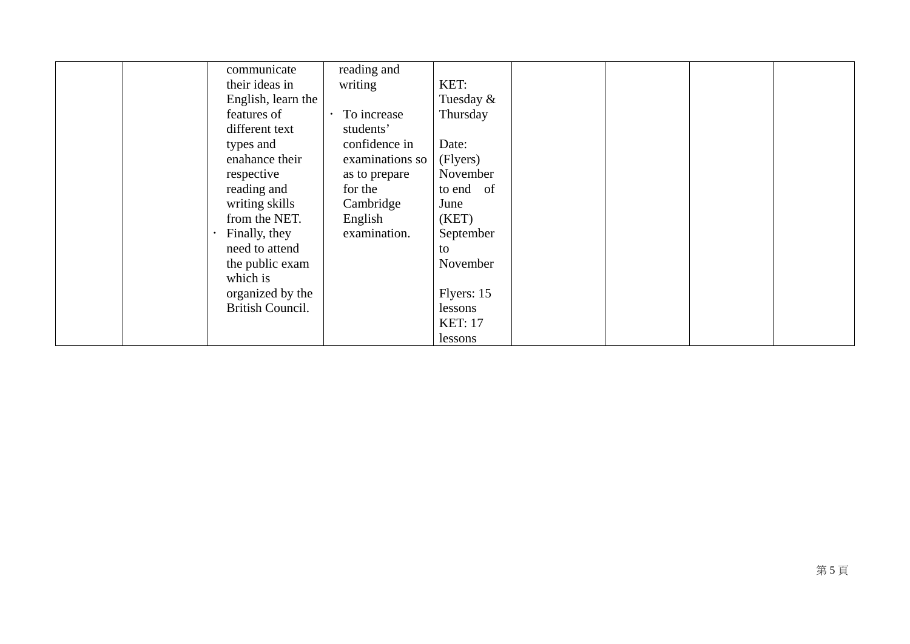|  |  |  |  |  |  |  |  |  |
|---|---|---|---|---|---|---|---|---|
|  |  | communicate their ideas in English, learn the features of different text types and enahance their respective reading and writing skills from the NET.<br>• Finally, they need to attend the public exam which is organized by the British Council. | reading and writing<br>• To increase students' confidence in examinations so as to prepare for the Cambridge English examination. | KET: Tuesday & Thursday<br><br>Date: (Flyers) November to end of June (KET) September to November<br><br>Flyers: 15 lessons KET: 17 lessons |  |  |  |  |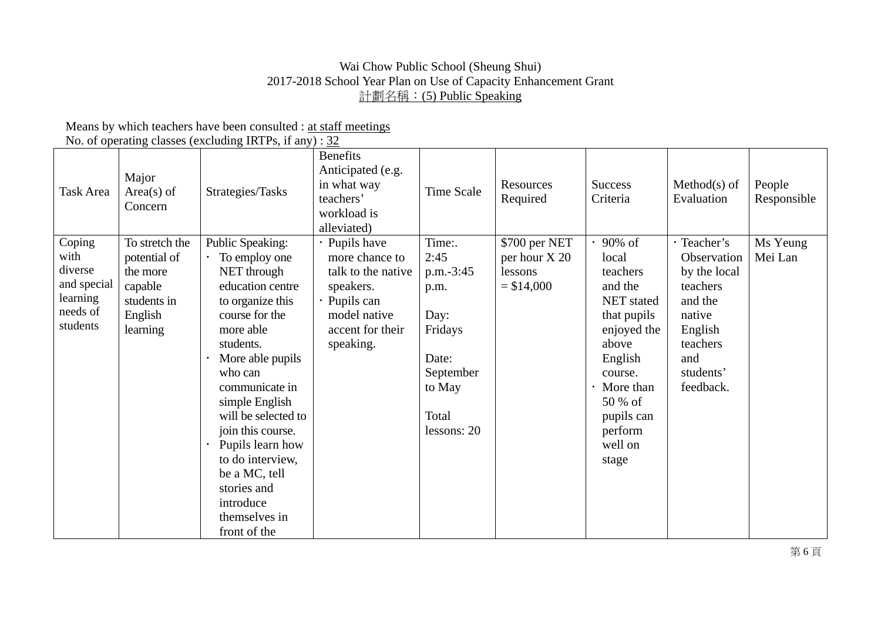Wai Chow Public School (Sheung Shui)
2017-2018 School Year Plan on Use of Capacity Enhancement Grant
計劃名稱：(5) Public Speaking

Means by which teachers have been consulted : at staff meetings
No. of operating classes (excluding IRTPs, if any) : 32

| Task Area | Major Area(s) of Concern | Strategies/Tasks | Benefits Anticipated (e.g. in what way teachers' workload is alleviated) | Time Scale | Resources Required | Success Criteria | Method(s) of Evaluation | People Responsible |
|---|---|---|---|---|---|---|---|---|
| Coping with diverse and special learning needs of students | To stretch the potential of the more capable students in English learning | Public Speaking:<br>· To employ one NET through education centre to organize this course for the more able students.<br>· More able pupils who can communicate in simple English will be selected to join this course.<br>· Pupils learn how to do interview, be a MC, tell stories and introduce themselves in front of the | · Pupils have more chance to talk to the native speakers.<br>· Pupils can model native accent for their speaking. | Time:. 2:45 p.m.-3:45 p.m.<br><br>Day: Fridays<br><br>Date: September to May<br><br>Total lessons: 20 | $700 per NET per hour X 20 lessons = $14,000 | · 90% of local teachers and the NET stated that pupils enjoyed the above English course.<br>· More than 50 % of pupils can perform well on stage | · Teacher's Observation by the local teachers and the native English teachers and students' feedback. | Ms Yeung Mei Lan |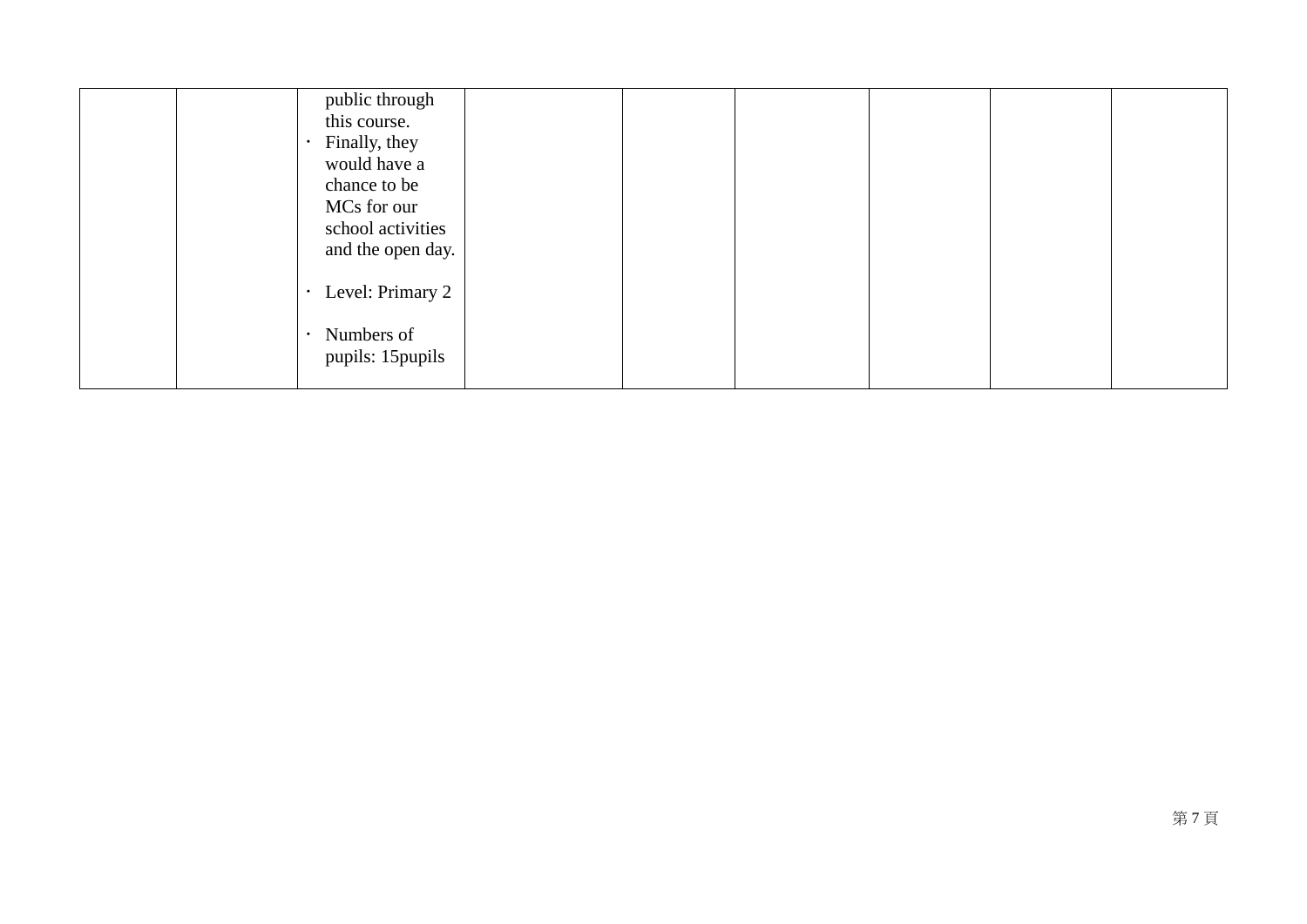| | | | | | | | | |
|---|---|---|---|---|---|---|---|---|
| | | public through this course.<br>· Finally, they would have a chance to be MCs for our school activities and the open day.<br><br>· Level: Primary 2<br><br>· Numbers of pupils: 15pupils | | | | | | |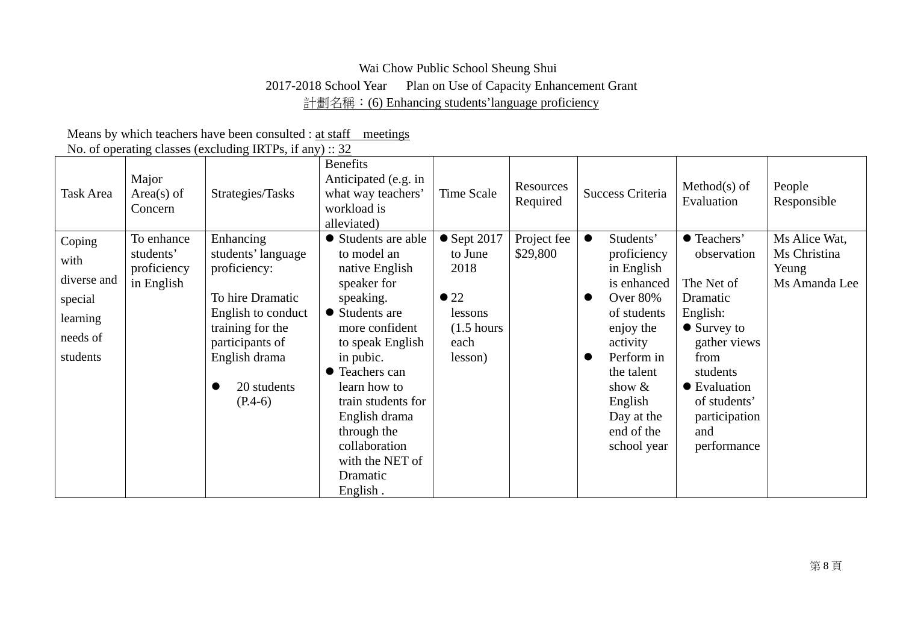Wai Chow Public School Sheung Shui

2017-2018 School Year Plan on Use of Capacity Enhancement Grant

計劃名稱：(6) Enhancing students'language proficiency

Means by which teachers have been consulted : at staff meetings

No. of operating classes (excluding IRTPs, if any) :: 32

| Task Area | Major Area(s) of Concern | Strategies/Tasks | Benefits Anticipated (e.g. in what way teachers' workload is alleviated) | Time Scale | Resources Required | Success Criteria | Method(s) of Evaluation | People Responsible |
|---|---|---|---|---|---|---|---|---|
| Coping with diverse and special learning needs of students | To enhance students' proficiency in English | Enhancing students' language proficiency:<br><br>To hire Dramatic English to conduct training for the participants of English drama<br><br>● 20 students (P.4-6) | ● Students are able to model an native English speaker for speaking.<br>● Students are more confident to speak English in pubic.<br>● Teachers can learn how to train students for English drama through the collaboration with the NET of Dramatic English . | ● Sept 2017 to June 2018<br><br>● 22 lessons (1.5 hours each lesson) | Project fee $29,800 | ● Students' proficiency in English is enhanced<br>● Over 80% of students enjoy the activity<br>● Perform in the talent show & English Day at the end of the school year | ● Teachers' observation<br><br>The Net of Dramatic English:<br>● Survey to gather views from students<br>● Evaluation of students' participation and performance | Ms Alice Wat, Ms Christina Yeung<br>Ms Amanda Lee |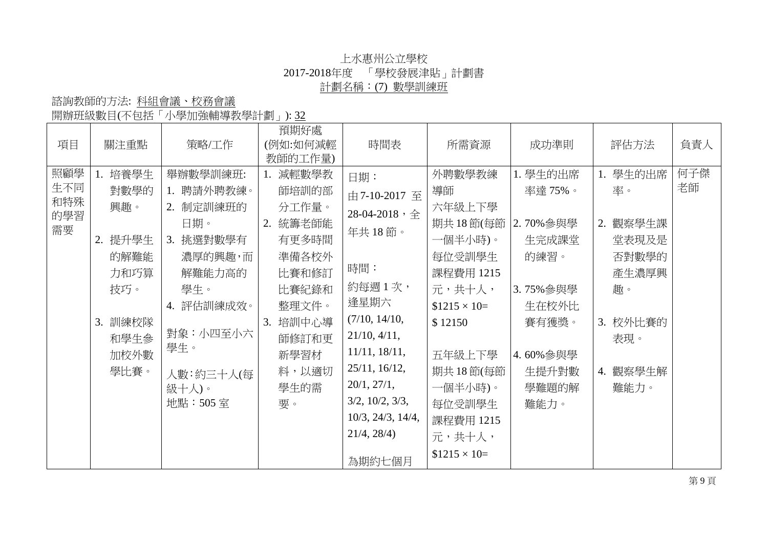上水惠州公立學校

2017-2018年度 「學校發展津貼」計劃書

計劃名稱：(7) 數學訓練班

諮詢教師的方法: 科組會議、校務會議

開辦班級數目(不包括「小學加強輔導教學計劃」): 32

| 項目 | 關注重點 | 策略/工作 | 預期好處 (例如:如何減輕教師的工作量) | 時間表 | 所需資源 | 成功準則 | 評估方法 | 負責人 |
|---|---|---|---|---|---|---|---|---|
| 照顧學生不同和特殊的學習需要 | 1. 培養學生對數學的興趣。<br><br>2. 提升學生的解難能力和巧算技巧。<br><br>3. 訓練校隊和學生參加校外數學比賽。 | 舉辦數學訓練班:<br>1. 聘請外聘教練。<br>2. 制定訓練班的日期。<br>3. 挑選對數學有濃厚的興趣，而解難能力高的學生。<br>4. 評估訓練成效。<br><br>對象：小四至小六學生。<br><br>人數：約三十人(每級十人)。<br>地點：505 室 | 1. 減輕數學教師培訓的部分工作量。<br>2. 統籌老師能有更多時間準備各校外比賽和修訂比賽紀錄和整理文件。<br>3. 培訓中心導師修訂和更新學習材料，以適切學生的需要。 | 日期：<br>由 7-10-2017 至 28-04-2018，全年共 18 節。<br><br>時間：<br>約每週 1 次，逢星期六<br>(7/10, 14/10, 21/10, 4/11, 11/11, 18/11, 25/11, 16/12, 20/1, 27/1, 3/2, 10/2, 3/3, 10/3, 24/3, 14/4, 21/4, 28/4)<br><br>為期約七個月 | 外聘數學教練導師<br>六年級上下學期共 18 節(每節一個半小時)。<br>每位受訓學生課程費用 1215 元，共十人，<br>$1215 × 10=<br>$ 12150<br><br>五年級上下學期共 18 節(每節一個半小時)。<br>每位受訓學生課程費用 1215 元，共十人，<br>$1215 × 10= | 1. 學生的出席率達 75%。<br><br>2. 70%參與學生完成課堂的練習。<br><br>3. 75%參與學生在校外比賽有獲獎。<br><br>4. 60%參與學生提升對數學難題的解難能力。 | 1. 學生的出席率。<br><br>2. 觀察學生課堂表現及是否對數學的產生濃厚興趣。<br><br>3. 校外比賽的表現。<br><br>4. 觀察學生解難能力。 | 何子傑老師 |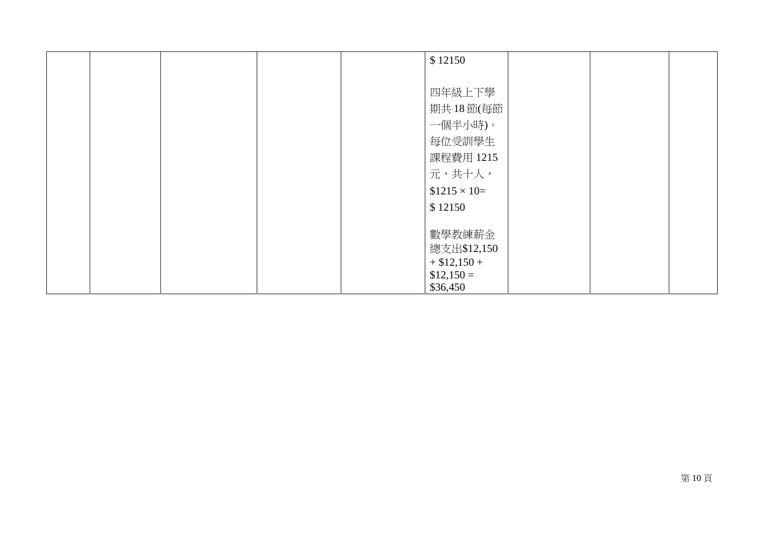| | | | | | | | | |
|---|---|---|---|---|---|---|---|---|
| | | | | | $ 12150<br><br>四年級上下學期共 18 節(每節一個半小時)。每位受訓學生課程費用 1215 元，共十人，<br>$1215 × 10=<br>$ 12150<br><br>數學教練薪金總支出$12,150 + $12,150 + $12,150 = $36,450 | | | |